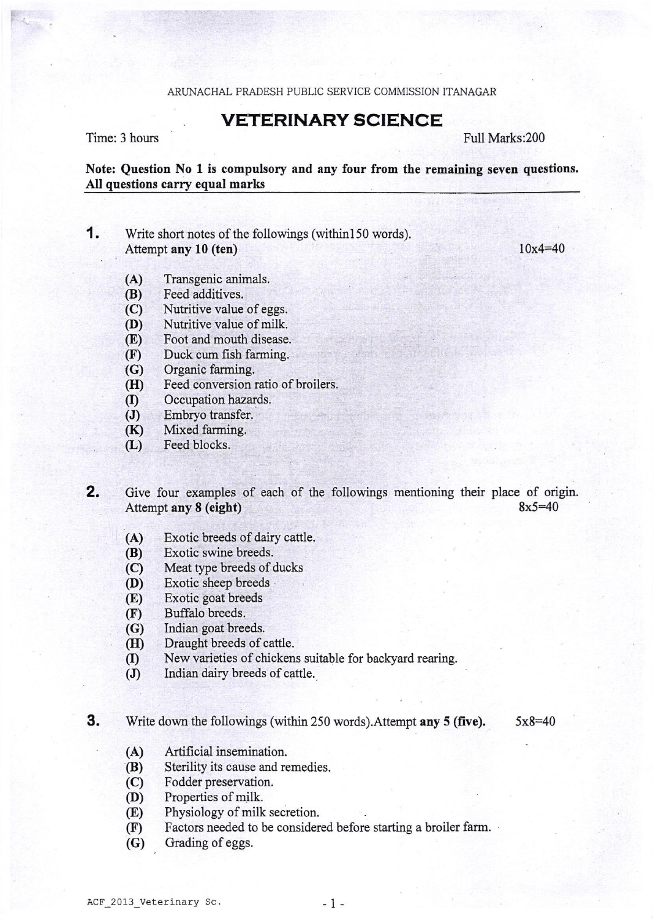ARUNACHAL PRADESH PUBLIC SERVICE COMMISSION ITANAGAR

# VETERINARY SCIENCE

Time: 3 hours | Full Marks:200

**Note: Question No 1 is compulsory and any four from the remaining seven questions. All questions carry equal marks**

**1.** Write short notes of the followings (within150 words). Attempt **any 10 (ten)** 10x4=40

(A) Transgenic animals.
(B) Feed additives.
(C) Nutritive value of eggs.
(D) Nutritive value of milk.
(E) Foot and mouth disease.
(F) Duck cum fish farming.
(G) Organic farming.
(H) Feed conversion ratio of broilers.
(I) Occupation hazards.
(J) Embryo transfer.
(K) Mixed farming.
(L) Feed blocks.

**2.** Give four examples of each of the followings mentioning their place of origin. Attempt **any 8 (eight)** 8x5=40

(A) Exotic breeds of dairy cattle.
(B) Exotic swine breeds.
(C) Meat type breeds of ducks
(D) Exotic sheep breeds
(E) Exotic goat breeds
(F) Buffalo breeds.
(G) Indian goat breeds.
(H) Draught breeds of cattle.
(I) New varieties of chickens suitable for backyard rearing.
(J) Indian dairy breeds of cattle.

**3.** Write down the followings (within 250 words).Attempt **any 5 (five).** 5x8=40

(A) Artificial insemination.
(B) Sterility its cause and remedies.
(C) Fodder preservation.
(D) Properties of milk.
(E) Physiology of milk secretion.
(F) Factors needed to be considered before starting a broiler farm.
(G) Grading of eggs.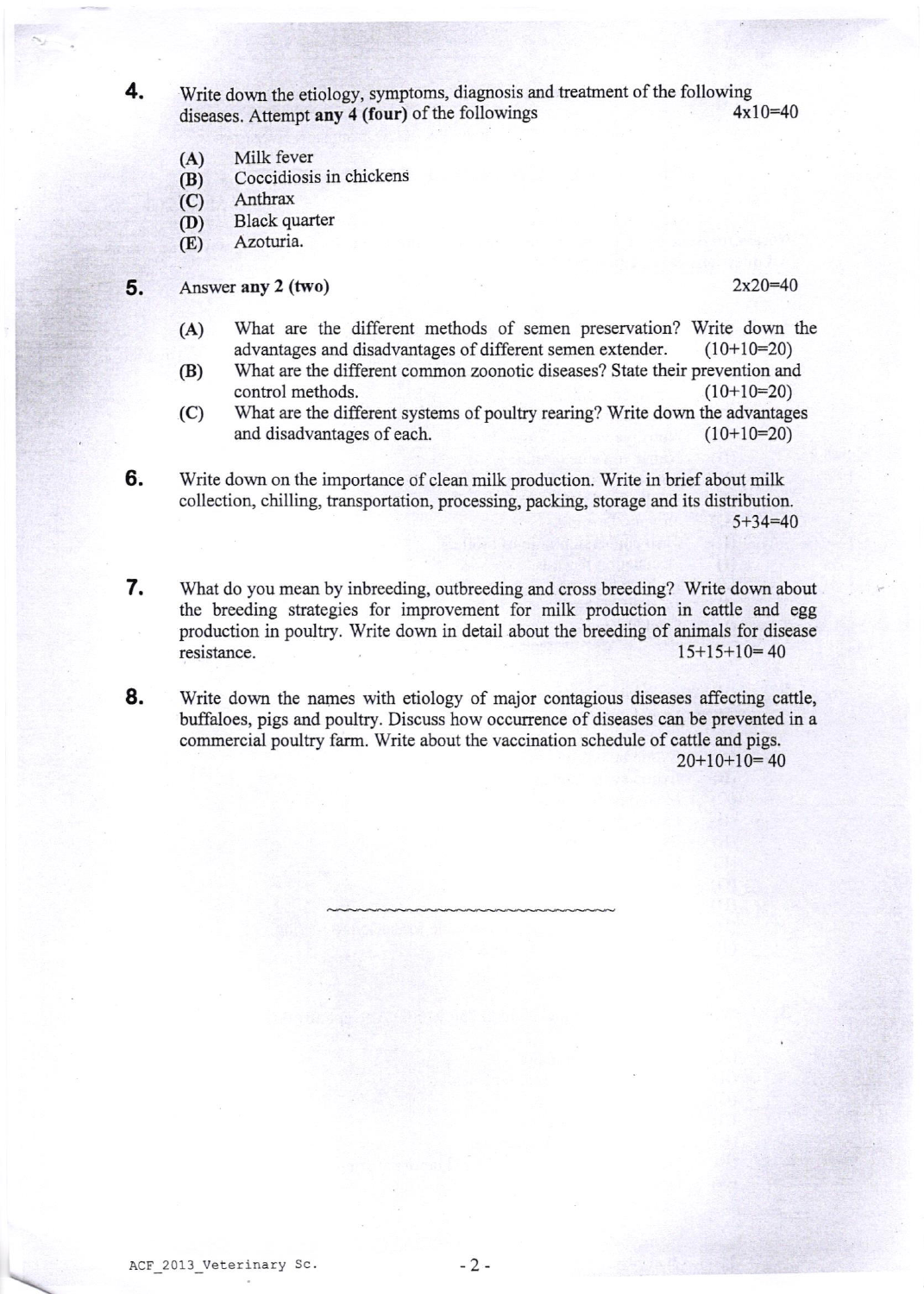**4.** Write down the etiology, symptoms, diagnosis and treatment of the following diseases. Attempt **any 4 (four)** of the followings 4x10=40

(A) Milk fever
(B) Coccidiosis in chickens
(C) Anthrax
(D) Black quarter
(E) Azoturia.

**5.** Answer **any 2 (two)** 2x20=40

(A) What are the different methods of semen preservation? Write down the advantages and disadvantages of different semen extender. (10+10=20)
(B) What are the different common zoonotic diseases? State their prevention and control methods. (10+10=20)
(C) What are the different systems of poultry rearing? Write down the advantages and disadvantages of each. (10+10=20)

**6.** Write down on the importance of clean milk production. Write in brief about milk collection, chilling, transportation, processing, packing, storage and its distribution. 5+34=40

**7.** What do you mean by inbreeding, outbreeding and cross breeding? Write down about the breeding strategies for improvement for milk production in cattle and egg production in poultry. Write down in detail about the breeding of animals for disease resistance. 15+15+10= 40

**8.** Write down the names with etiology of major contagious diseases affecting cattle, buffaloes, pigs and poultry. Discuss how occurrence of diseases can be prevented in a commercial poultry farm. Write about the vaccination schedule of cattle and pigs. 20+10+10= 40